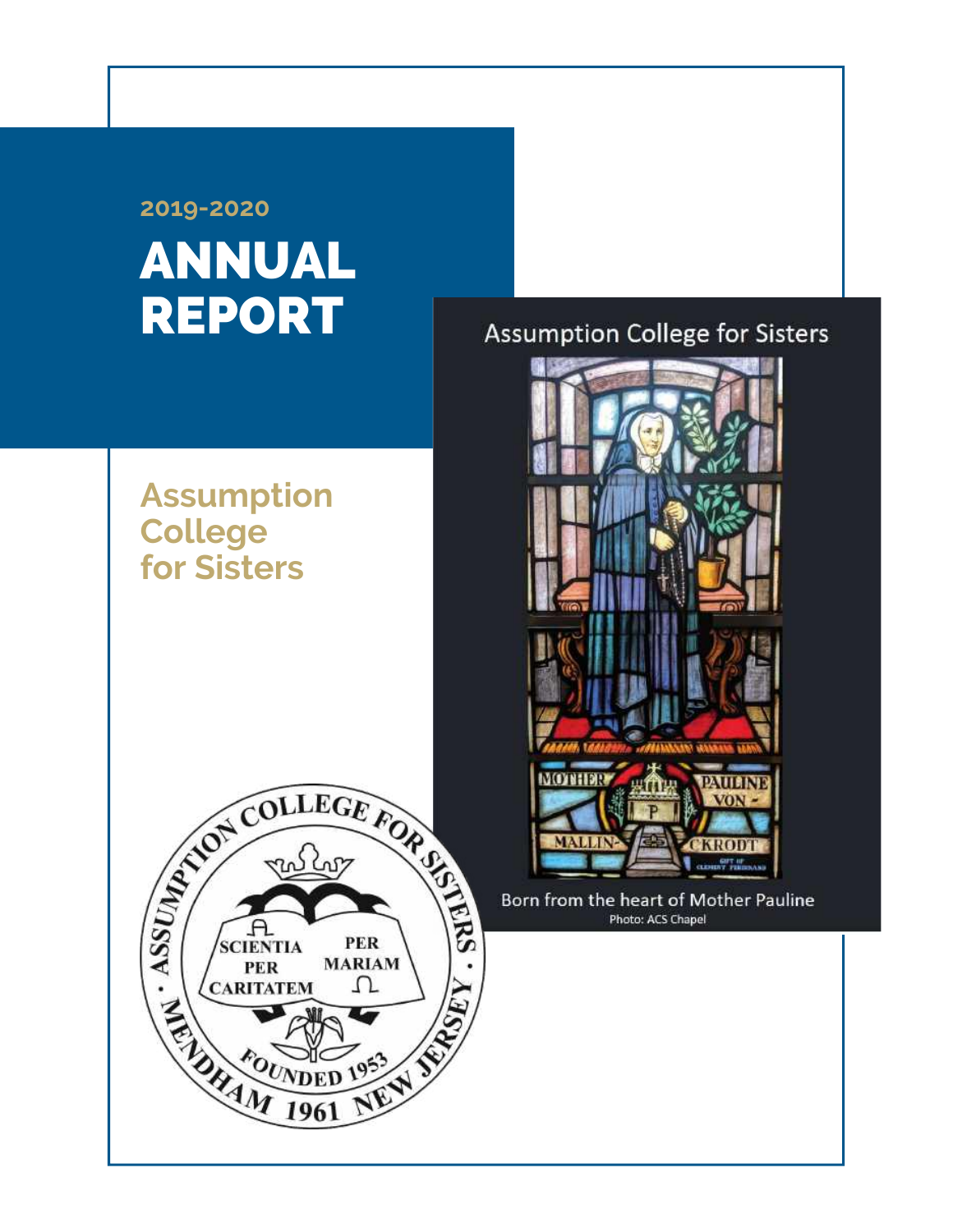2019-2020

# ANNUAL REPORT

## Assumption College for Sisters

Assumption College for Sisters

Born from the heart of Mother Pauline
Photo: ACS Chapel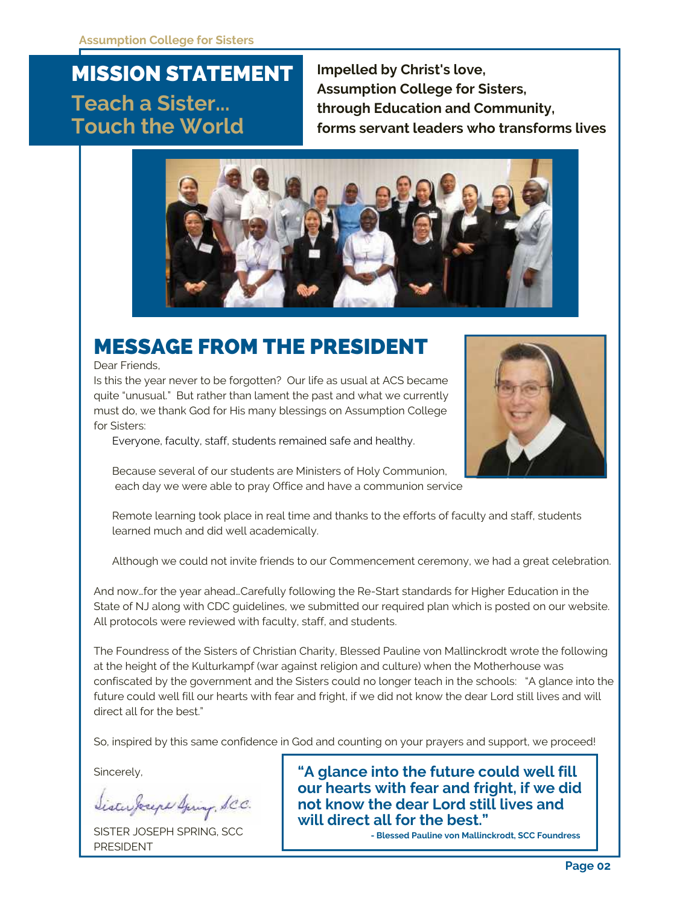## MISSION STATEMENT

**Teach a Sister... Touch the World**

**Impelled by Christ's love,
Assumption College for Sisters,
through Education and Community,
forms servant leaders who transforms lives**

## MESSAGE FROM THE PRESIDENT

Dear Friends,

Is this the year never to be forgotten? Our life as usual at ACS became quite "unusual." But rather than lament the past and what we currently must do, we thank God for His many blessings on Assumption College for Sisters:

Everyone, faculty, staff, students remained safe and healthy.

Because several of our students are Ministers of Holy Communion, each day we were able to pray Office and have a communion service

Remote learning took place in real time and thanks to the efforts of faculty and staff, students learned much and did well academically.

Although we could not invite friends to our Commencement ceremony, we had a great celebration.

And now…for the year ahead…Carefully following the Re-Start standards for Higher Education in the State of NJ along with CDC guidelines, we submitted our required plan which is posted on our website. All protocols were reviewed with faculty, staff, and students.

The Foundress of the Sisters of Christian Charity, Blessed Pauline von Mallinckrodt wrote the following at the height of the Kulturkampf (war against religion and culture) when the Motherhouse was confiscated by the government and the Sisters could no longer teach in the schools: "A glance into the future could well fill our hearts with fear and fright, if we did not know the dear Lord still lives and will direct all for the best."

So, inspired by this same confidence in God and counting on your prayers and support, we proceed!

Sincerely,

Sister Joseph Spring, SCC

SISTER JOSEPH SPRING, SCC
PRESIDENT

> **"A glance into the future could well fill our hearts with fear and fright, if we did not know the dear Lord still lives and will direct all for the best."**
>
> **- Blessed Pauline von Mallinckrodt, SCC Foundress**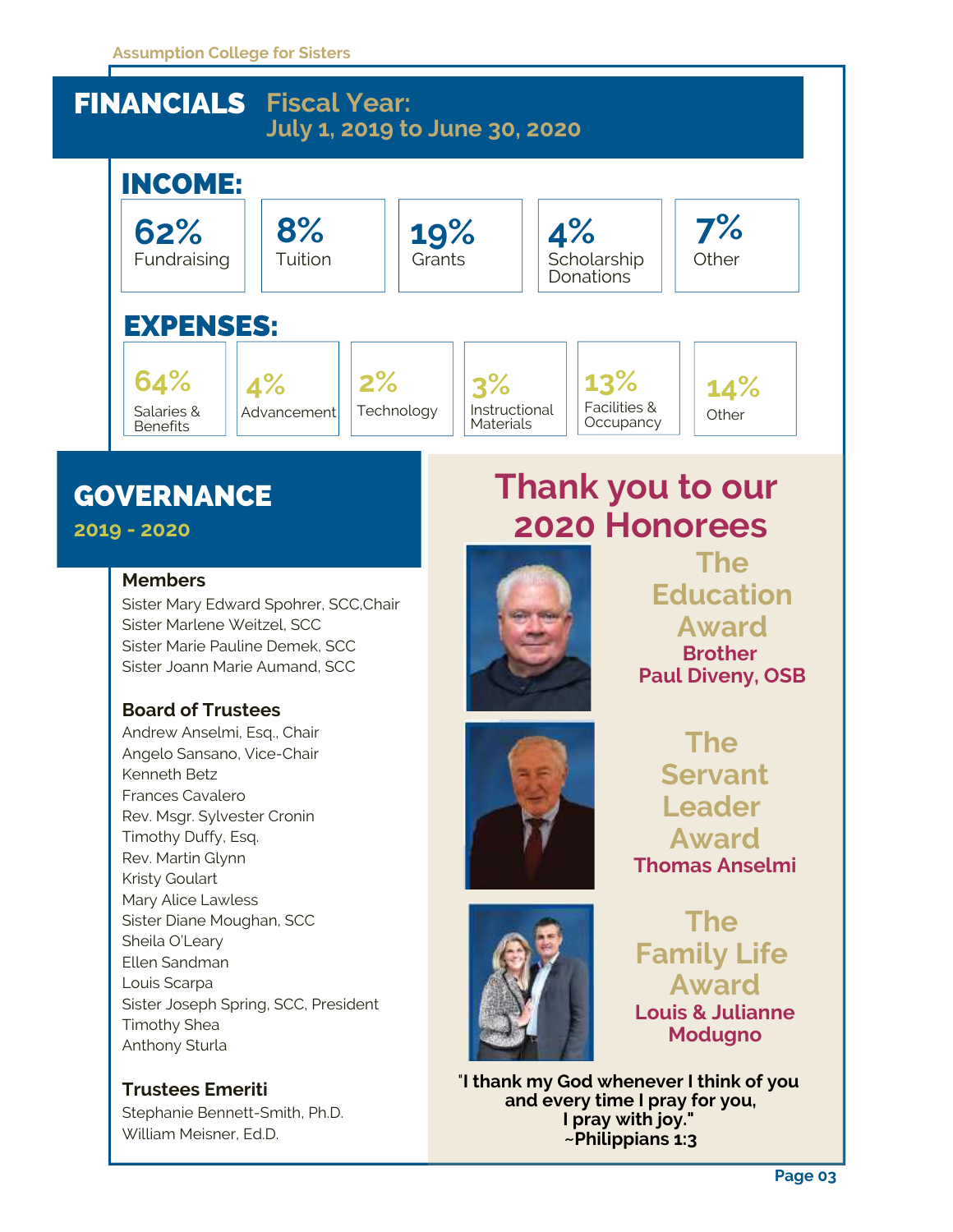# FINANCIALS Fiscal Year: July 1, 2019 to June 30, 2020

## INCOME:

| 62% | 8% | 19% | 4% | 7% |
|---|---|---|---|---|
| Fundraising | Tuition | Grants | Scholarship Donations | Other |

## EXPENSES:

| 64% | 4% | 2% | 3% | 13% | 14% |
|---|---|---|---|---|---|
| Salaries & Benefits | Advancement | Technology | Instructional Materials | Facilities & Occupancy | Other |

# GOVERNANCE

**2019 - 2020**

### Members

Sister Mary Edward Spohrer, SCC,Chair
Sister Marlene Weitzel, SCC
Sister Marie Pauline Demek, SCC
Sister Joann Marie Aumand, SCC

### Board of Trustees

Andrew Anselmi, Esq., Chair
Angelo Sansano, Vice-Chair
Kenneth Betz
Frances Cavalero
Rev. Msgr. Sylvester Cronin
Timothy Duffy, Esq.
Rev. Martin Glynn
Kristy Goulart
Mary Alice Lawless
Sister Diane Moughan, SCC
Sheila O'Leary
Ellen Sandman
Louis Scarpa
Sister Joseph Spring, SCC, President
Timothy Shea
Anthony Sturla

### Trustees Emeriti

Stephanie Bennett-Smith, Ph.D.
William Meisner, Ed.D.

# Thank you to our 2020 Honorees

## The Education Award

**Brother Paul Diveny, OSB**

## The Servant Leader Award

**Thomas Anselmi**

## The Family Life Award

**Louis & Julianne Modugno**

**"I thank my God whenever I think of you and every time I pray for you, I pray with joy." ~Philippians 1:3**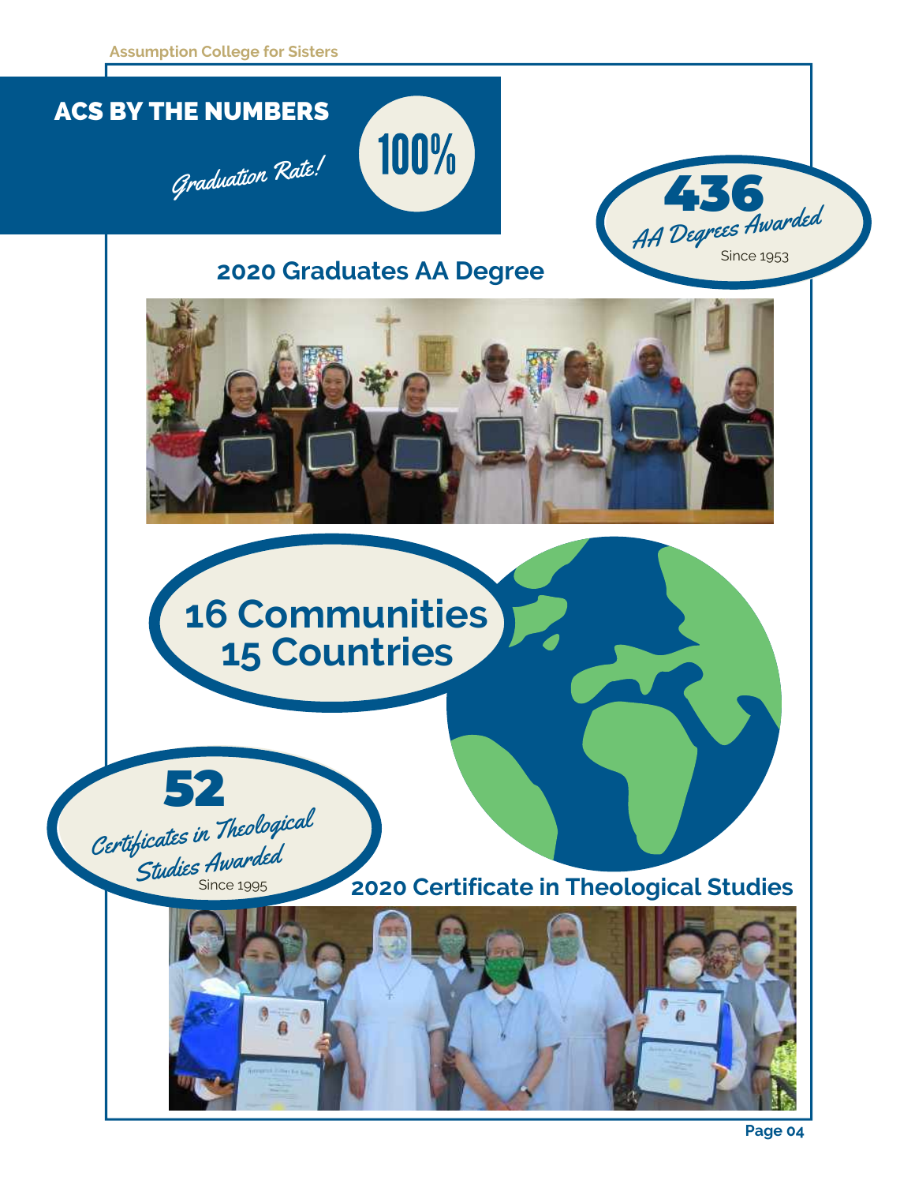## ACS BY THE NUMBERS

*Graduation Rate!* **100%**

**436**
*AA Degrees Awarded*
Since 1953

### 2020 Graduates AA Degree

**16 Communities**
**15 Countries**

**52**
*Certificates in Theological Studies Awarded*
Since 1995

### 2020 Certificate in Theological Studies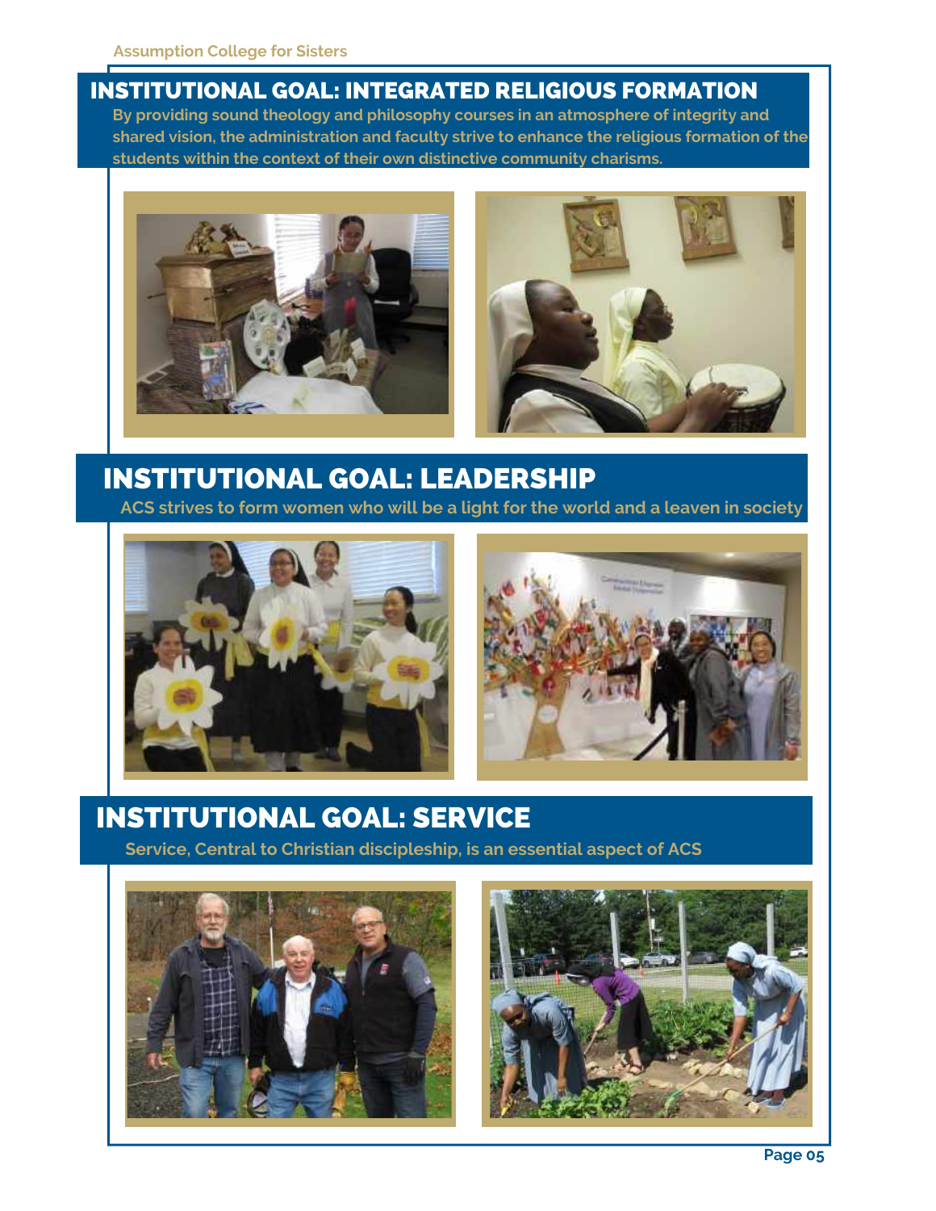## INSTITUTIONAL GOAL: INTEGRATED RELIGIOUS FORMATION

**By providing sound theology and philosophy courses in an atmosphere of integrity and shared vision, the administration and faculty strive to enhance the religious formation of the students within the context of their own distinctive community charisms.**

## INSTITUTIONAL GOAL: LEADERSHIP

**ACS strives to form women who will be a light for the world and a leaven in society**

## INSTITUTIONAL GOAL: SERVICE

**Service, Central to Christian discipleship, is an essential aspect of ACS**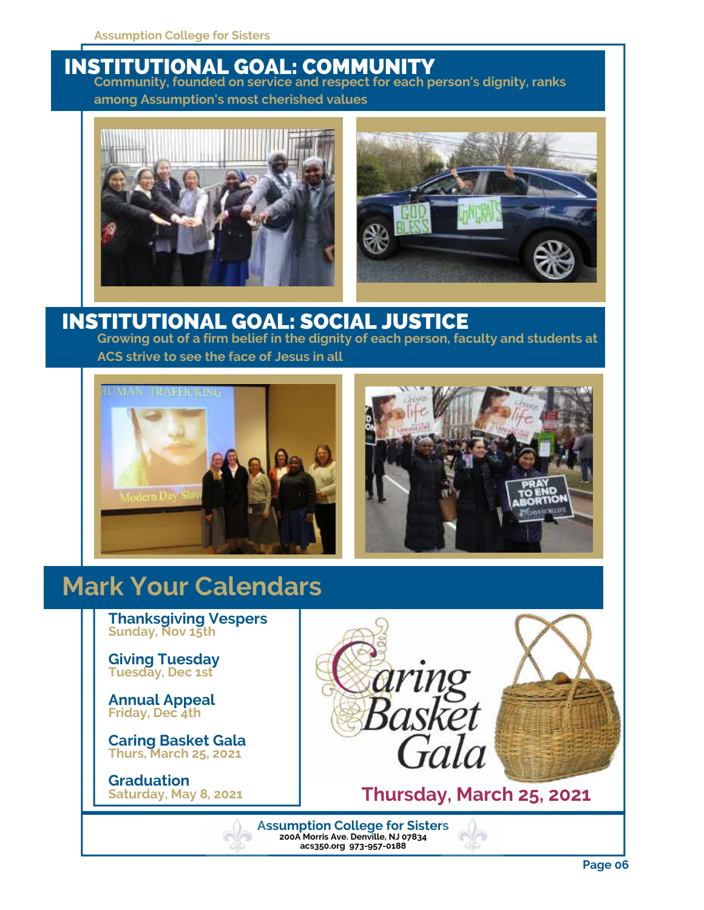## INSTITUTIONAL GOAL: COMMUNITY

**Community, founded on service and respect for each person's dignity, ranks among Assumption's most cherished values**

## INSTITUTIONAL GOAL: SOCIAL JUSTICE

**Growing out of a firm belief in the dignity of each person, faculty and students at ACS strive to see the face of Jesus in all**

## Mark Your Calendars

**Thanksgiving Vespers**
Sunday, Nov 15th

**Giving Tuesday**
Tuesday, Dec 1st

**Annual Appeal**
Friday, Dec 4th

**Caring Basket Gala**
Thurs, March 25, 2021

**Graduation**
Saturday, May 8, 2021

Caring Basket Gala

**Thursday, March 25, 2021**

**Assumption College for Sisters**
200A Morris Ave. Denville, NJ 07834
acs350.org 973-957-0188